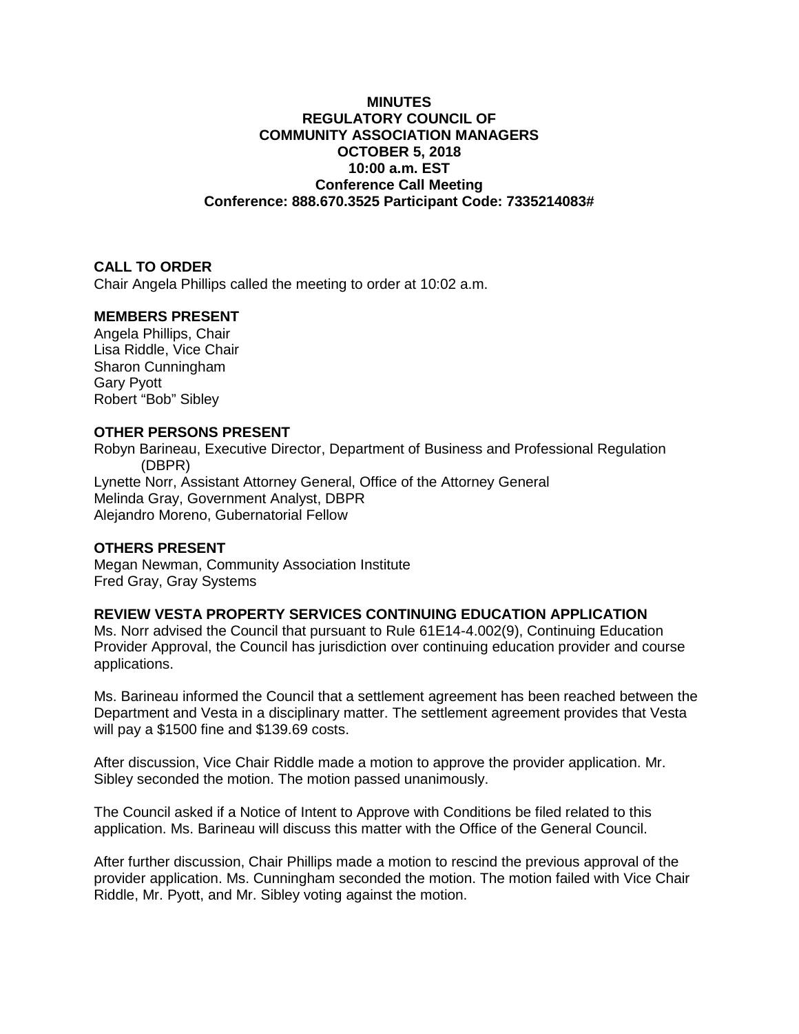# MINUTES
# REGULATORY COUNCIL OF
# COMMUNITY ASSOCIATION MANAGERS
## OCTOBER 5, 2018
## 10:00 a.m. EST
## Conference Call Meeting
## Conference: 888.670.3525 Participant Code: 7335214083#

### CALL TO ORDER

Chair Angela Phillips called the meeting to order at 10:02 a.m.

### MEMBERS PRESENT

Angela Phillips, Chair
Lisa Riddle, Vice Chair
Sharon Cunningham
Gary Pyott
Robert "Bob" Sibley

### OTHER PERSONS PRESENT

Robyn Barineau, Executive Director, Department of Business and Professional Regulation (DBPR)
Lynette Norr, Assistant Attorney General, Office of the Attorney General
Melinda Gray, Government Analyst, DBPR
Alejandro Moreno, Gubernatorial Fellow

### OTHERS PRESENT

Megan Newman, Community Association Institute
Fred Gray, Gray Systems

### REVIEW VESTA PROPERTY SERVICES CONTINUING EDUCATION APPLICATION

Ms. Norr advised the Council that pursuant to Rule 61E14-4.002(9), Continuing Education Provider Approval, the Council has jurisdiction over continuing education provider and course applications.

Ms. Barineau informed the Council that a settlement agreement has been reached between the Department and Vesta in a disciplinary matter. The settlement agreement provides that Vesta will pay a $1500 fine and $139.69 costs.

After discussion, Vice Chair Riddle made a motion to approve the provider application. Mr. Sibley seconded the motion. The motion passed unanimously.

The Council asked if a Notice of Intent to Approve with Conditions be filed related to this application. Ms. Barineau will discuss this matter with the Office of the General Council.

After further discussion, Chair Phillips made a motion to rescind the previous approval of the provider application. Ms. Cunningham seconded the motion. The motion failed with Vice Chair Riddle, Mr. Pyott, and Mr. Sibley voting against the motion.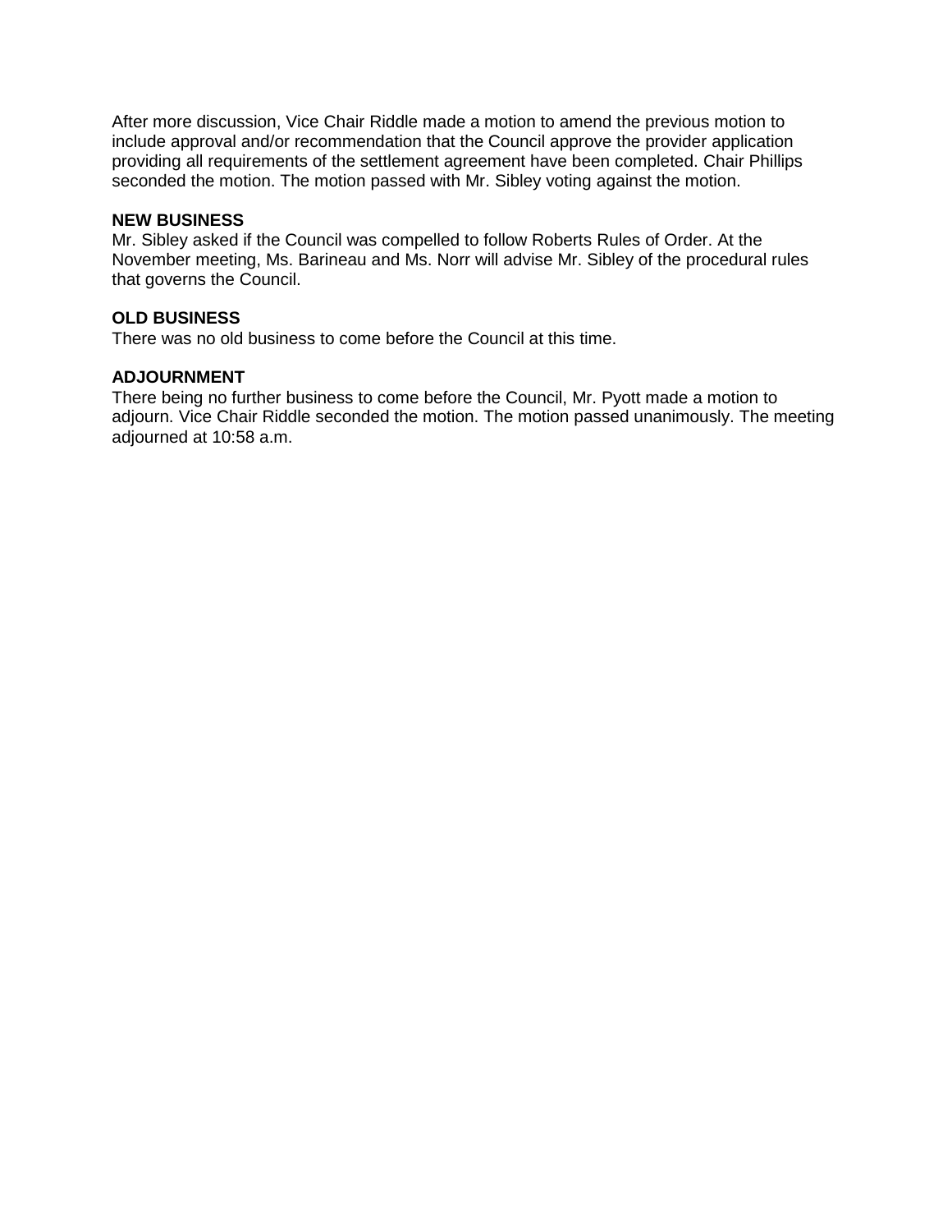After more discussion, Vice Chair Riddle made a motion to amend the previous motion to include approval and/or recommendation that the Council approve the provider application providing all requirements of the settlement agreement have been completed. Chair Phillips seconded the motion. The motion passed with Mr. Sibley voting against the motion.

**NEW BUSINESS**

Mr. Sibley asked if the Council was compelled to follow Roberts Rules of Order. At the November meeting, Ms. Barineau and Ms. Norr will advise Mr. Sibley of the procedural rules that governs the Council.

**OLD BUSINESS**

There was no old business to come before the Council at this time.

**ADJOURNMENT**

There being no further business to come before the Council, Mr. Pyott made a motion to adjourn. Vice Chair Riddle seconded the motion. The motion passed unanimously. The meeting adjourned at 10:58 a.m.